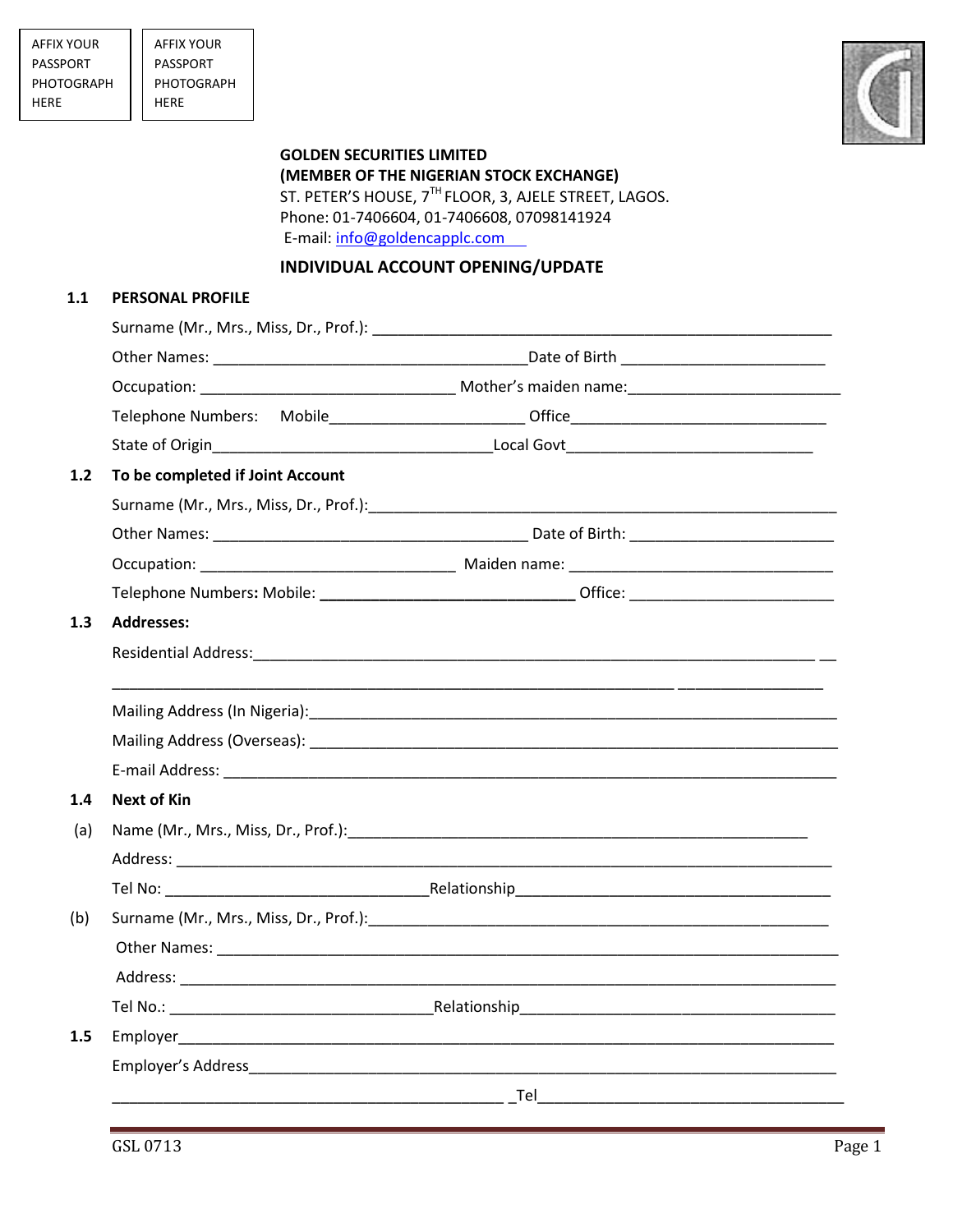AFFIX YOUR PASSPORT PHOTOGRAPH HERE

AFFIX YOUR PASSPORT PHOTOGRAPH HERE

**GOLDEN SECURITIES LIMITED**
**(MEMBER OF THE NIGERIAN STOCK EXCHANGE)**
ST. PETER'S HOUSE, 7TH FLOOR, 3, AJELE STREET, LAGOS.
Phone: 01-7406604, 01-7406608, 07098141924
E-mail: info@goldencapplc.com

## INDIVIDUAL ACCOUNT OPENING/UPDATE

### 1.1 PERSONAL PROFILE

Surname (Mr., Mrs., Miss, Dr., Prof.): ________________________________________________

Other Names: ________________________________ Date of Birth ____________________

Occupation: __________________________ Mother's maiden name: ______________________

Telephone Numbers: Mobile____________________ Office__________________________

State of Origin____________________________ Local Govt_________________________

### 1.2 To be completed if Joint Account

Surname (Mr., Mrs., Miss, Dr., Prof.): ________________________________________________

Other Names: ________________________________ Date of Birth: ____________________

Occupation: __________________________ Maiden name: ___________________________

Telephone Numbers: Mobile: __________________________ Office: ____________________

### 1.3 Addresses:

Residential Address: _______________________________________________________________

_____________________________________________________________________________

Mailing Address (In Nigeria): ________________________________________________________

Mailing Address (Overseas): ________________________________________________________

E-mail Address: _______________________________________________________________

### 1.4 Next of Kin

(a) Name (Mr., Mrs., Miss, Dr., Prof.): _____________________________________________

Address: _____________________________________________________________________

Tel No: ___________________________ Relationship___________________________________

(b) Surname (Mr., Mrs., Miss, Dr., Prof.): __________________________________________

Other Names: __________________________________________________________________

Address: _____________________________________________________________________

Tel No.: ___________________________ Relationship__________________________________

### 1.5 Employer_____________________________________________________________

Employer's Address_____________________________________________________________

_________________________________________ Tel_________________________________

GSL 0713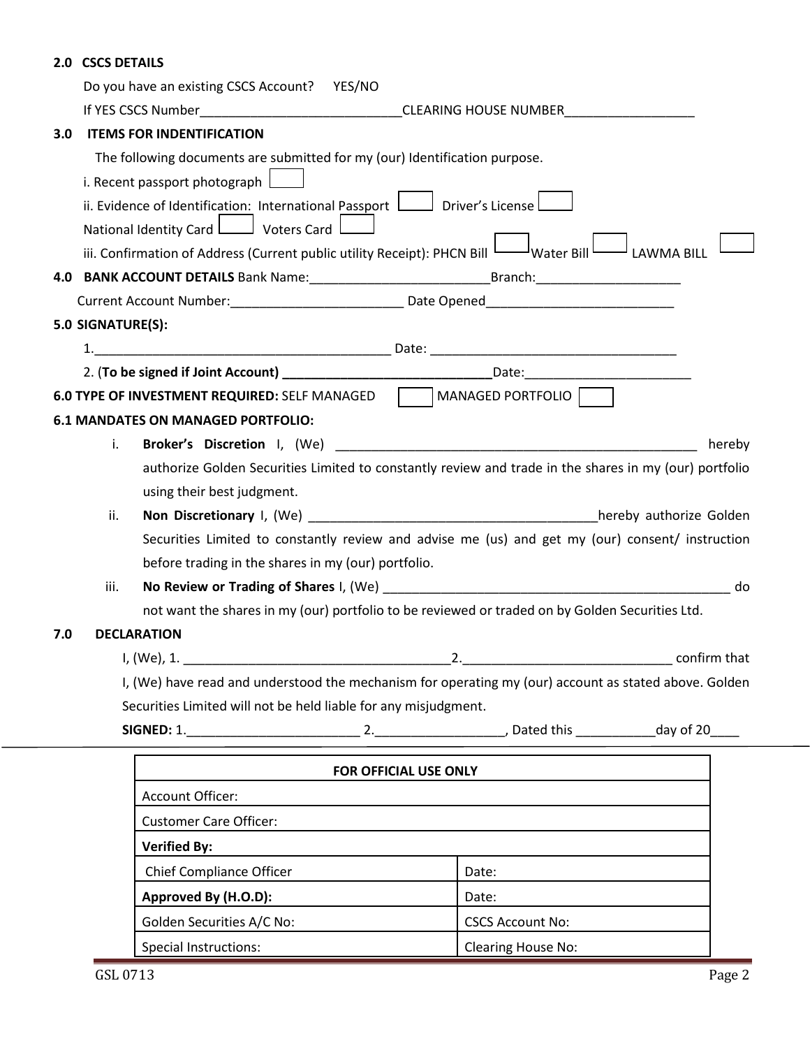**2.0 CSCS DETAILS**

Do you have an existing CSCS Account? YES/NO

If YES CSCS Number____________________________CLEARING HOUSE NUMBER__________________

**3.0 ITEMS FOR INDENTIFICATION**

The following documents are submitted for my (our) Identification purpose.

i. Recent passport photograph ☐

ii. Evidence of Identification: International Passport ☐ Driver's License ☐

National Identity Card ☐ Voters Card ☐

iii. Confirmation of Address (Current public utility Receipt): PHCN Bill ☐ Water Bill ☐ LAWMA BILL ☐

**4.0 BANK ACCOUNT DETAILS** Bank Name:_________________________Branch:____________________

Current Account Number:________________________ Date Opened__________________________

**5.0 SIGNATURE(S):**

1.__________________________________________ Date: __________________________________

2. (**To be signed if Joint Account) ______________________________**Date:_______________________

**6.0 TYPE OF INVESTMENT REQUIRED:** SELF MANAGED ☐ MANAGED PORTFOLIO ☐

**6.1 MANDATES ON MANAGED PORTFOLIO:**

i. **Broker's Discretion** I, (We) ____________________________________________________ hereby authorize Golden Securities Limited to constantly review and trade in the shares in my (our) portfolio using their best judgment.

ii. **Non Discretionary** I, (We) _________________________________________hereby authorize Golden Securities Limited to constantly review and advise me (us) and get my (our) consent/ instruction before trading in the shares in my (our) portfolio.

iii. **No Review or Trading of Shares** I, (We) __________________________________________________ do not want the shares in my (our) portfolio to be reviewed or traded on by Golden Securities Ltd.

**7.0 DECLARATION**

I, (We), 1. _____________________________________2._____________________________ confirm that I, (We) have read and understood the mechanism for operating my (our) account as stated above. Golden Securities Limited will not be held liable for any misjudgment.

**SIGNED:** 1.________________________ 2._________________, Dated this ___________day of 20____

| **FOR OFFICIAL USE ONLY** | |
|---|---|
| Account Officer: | |
| Customer Care Officer: | |
| **Verified By:** | |
| Chief Compliance Officer | Date: |
| **Approved By (H.O.D):** | Date: |
| Golden Securities A/C No: | CSCS Account No: |
| Special Instructions: | Clearing House No: |

GSL 0713